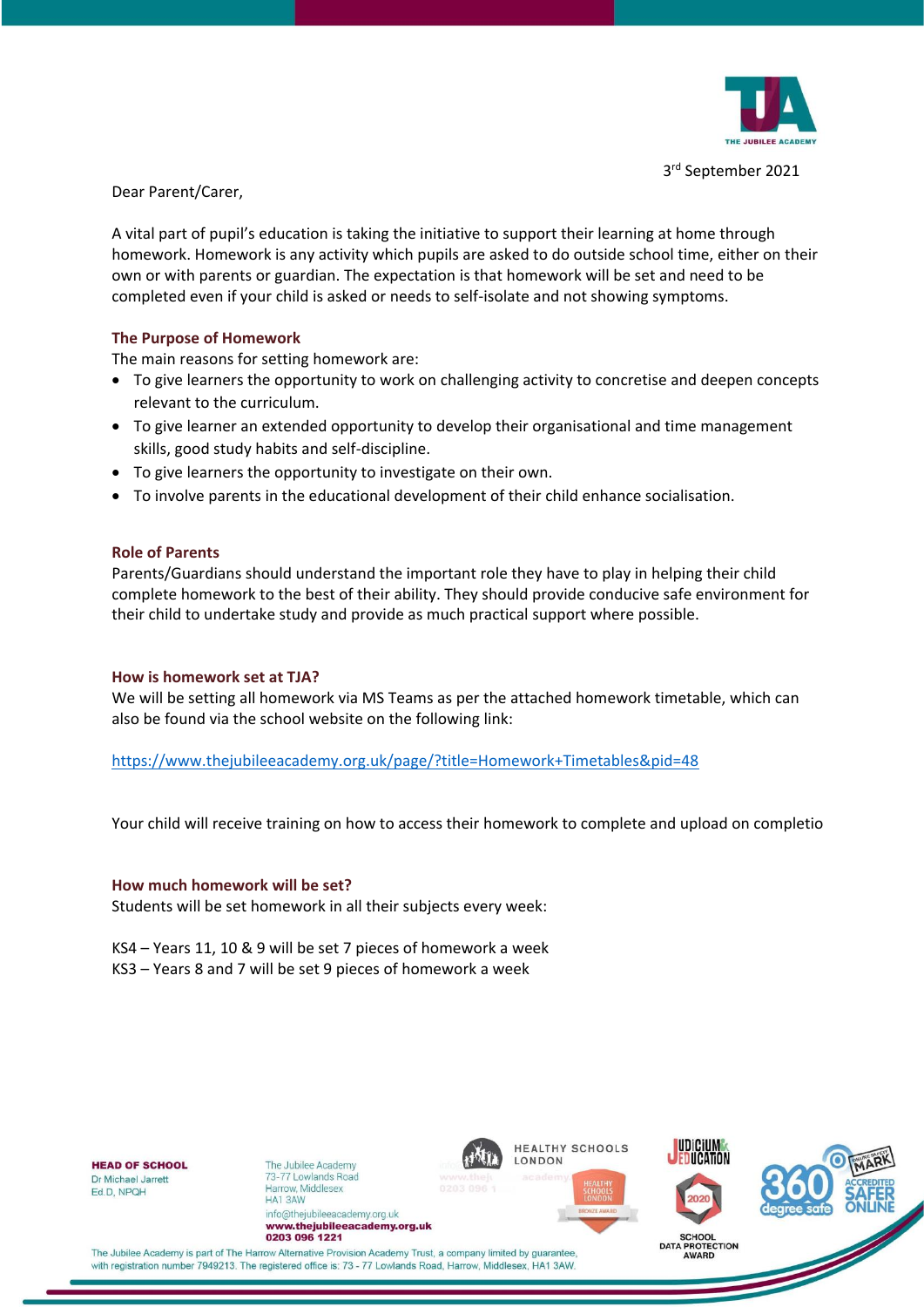3rd September 2021

Dear Parent/Carer,

A vital part of pupil's education is taking the initiative to support their learning at home through homework. Homework is any activity which pupils are asked to do outside school time, either on their own or with parents or guardian. The expectation is that homework will be set and need to be completed even if your child is asked or needs to self-isolate and not showing symptoms.

### The Purpose of Homework

The main reasons for setting homework are:

- To give learners the opportunity to work on challenging activity to concretise and deepen concepts relevant to the curriculum.
- To give learner an extended opportunity to develop their organisational and time management skills, good study habits and self-discipline.
- To give learners the opportunity to investigate on their own.
- To involve parents in the educational development of their child enhance socialisation.

### Role of Parents

Parents/Guardians should understand the important role they have to play in helping their child complete homework to the best of their ability. They should provide conducive safe environment for their child to undertake study and provide as much practical support where possible.

### How is homework set at TJA?

We will be setting all homework via MS Teams as per the attached homework timetable, which can also be found via the school website on the following link:

https://www.thejubileeacademy.org.uk/page/?title=Homework+Timetables&pid=48

Your child will receive training on how to access their homework to complete and upload on completio

### How much homework will be set?

Students will be set homework in all their subjects every week:

KS4 – Years 11, 10 & 9 will be set 7 pieces of homework a week
KS3 – Years 8 and 7 will be set 9 pieces of homework a week

**HEAD OF SCHOOL**
Dr Michael Jarrett
Ed.D, NPQH

The Jubilee Academy
73-77 Lowlands Road
Harrow, Middlesex
HA1 3AW
info@thejubileeacademy.org.uk
**www.thejubileeacademy.org.uk**
**0203 096 1221**

The Jubilee Academy is part of The Harrow Alternative Provision Academy Trust, a company limited by guarantee, with registration number 7949213. The registered office is: 73 - 77 Lowlands Road, Harrow, Middlesex, HA1 3AW.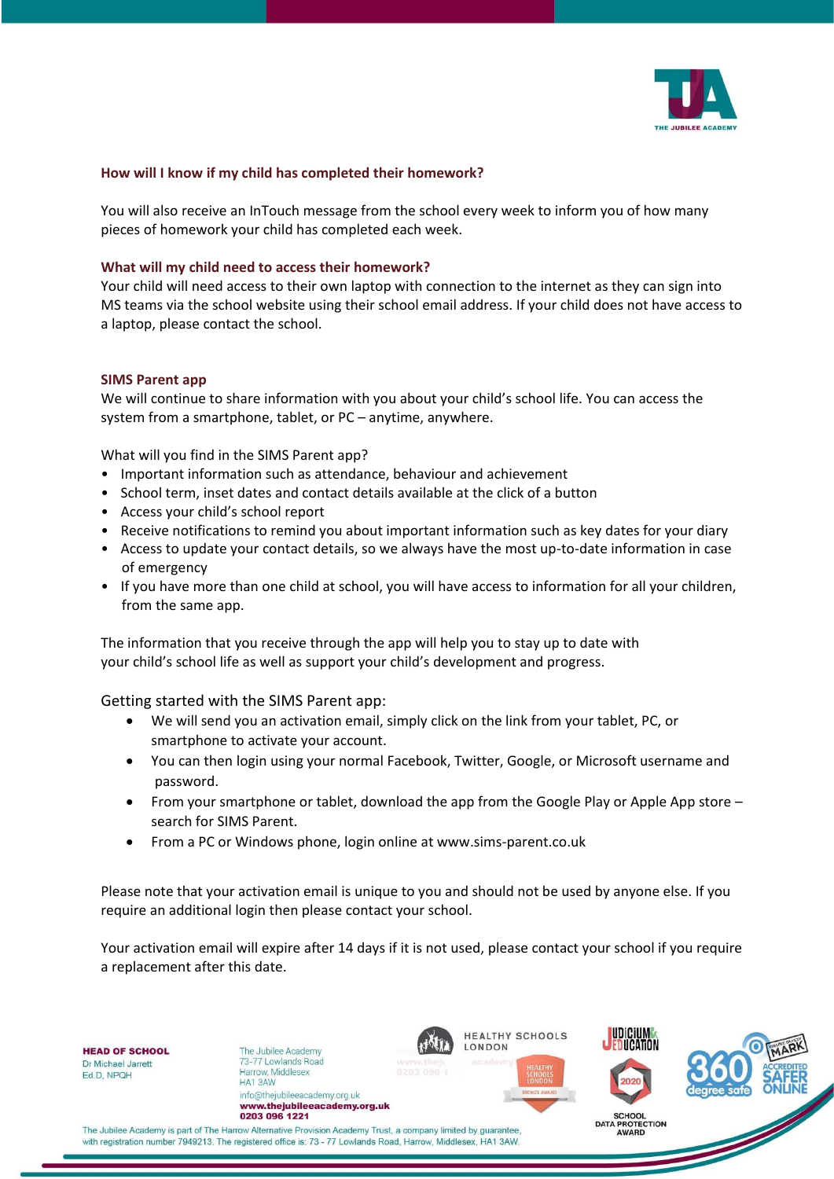### How will I know if my child has completed their homework?

You will also receive an InTouch message from the school every week to inform you of how many pieces of homework your child has completed each week.

### What will my child need to access their homework?

Your child will need access to their own laptop with connection to the internet as they can sign into MS teams via the school website using their school email address. If your child does not have access to a laptop, please contact the school.

### SIMS Parent app

We will continue to share information with you about your child's school life. You can access the system from a smartphone, tablet, or PC – anytime, anywhere.

What will you find in the SIMS Parent app?

- Important information such as attendance, behaviour and achievement
- School term, inset dates and contact details available at the click of a button
- Access your child's school report
- Receive notifications to remind you about important information such as key dates for your diary
- Access to update your contact details, so we always have the most up-to-date information in case of emergency
- If you have more than one child at school, you will have access to information for all your children, from the same app.

The information that you receive through the app will help you to stay up to date with your child's school life as well as support your child's development and progress.

Getting started with the SIMS Parent app:

- We will send you an activation email, simply click on the link from your tablet, PC, or smartphone to activate your account.
- You can then login using your normal Facebook, Twitter, Google, or Microsoft username and password.
- From your smartphone or tablet, download the app from the Google Play or Apple App store – search for SIMS Parent.
- From a PC or Windows phone, login online at www.sims-parent.co.uk

Please note that your activation email is unique to you and should not be used by anyone else. If you require an additional login then please contact your school.

Your activation email will expire after 14 days if it is not used, please contact your school if you require a replacement after this date.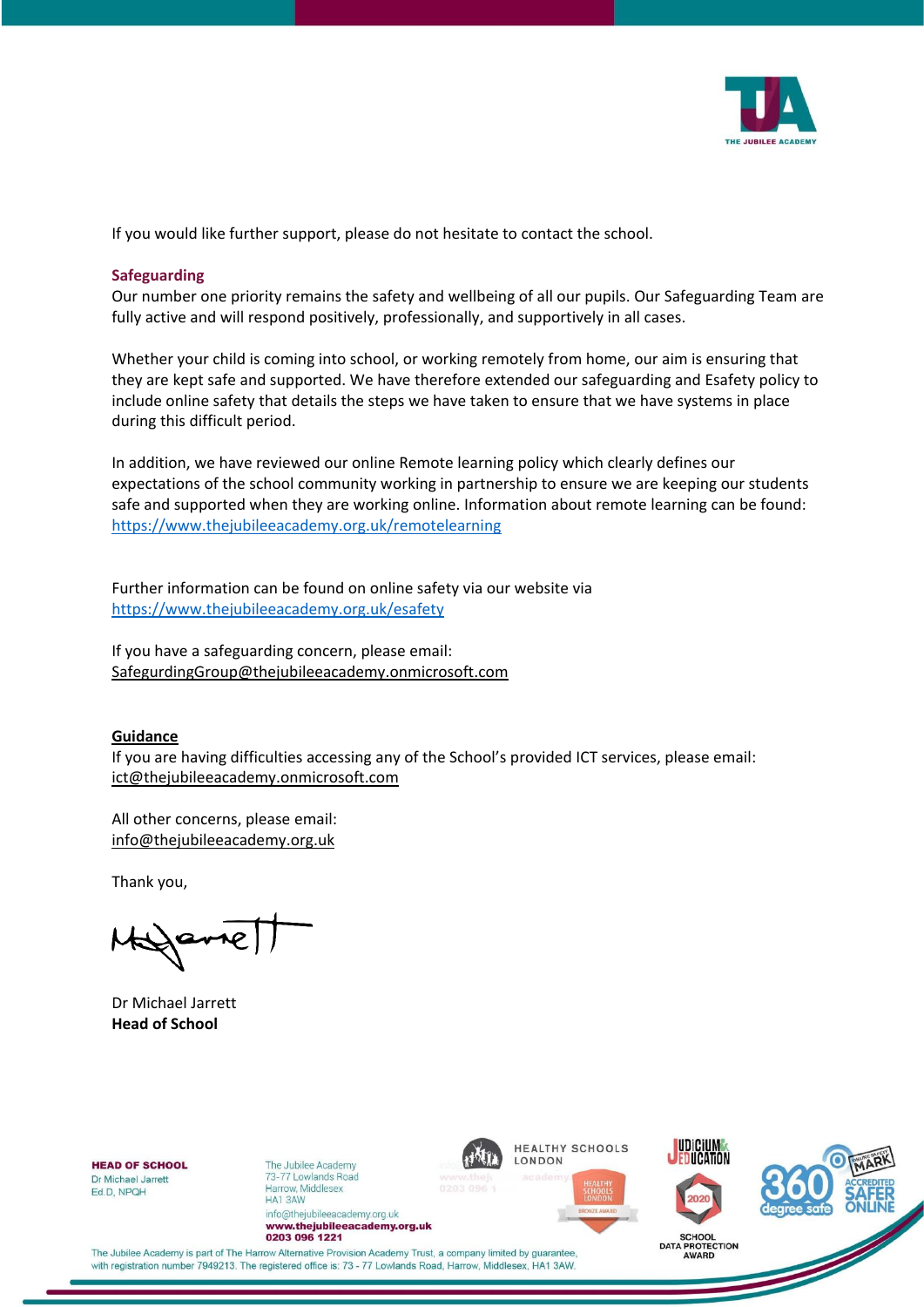If you would like further support, please do not hesitate to contact the school.

## Safeguarding

Our number one priority remains the safety and wellbeing of all our pupils. Our Safeguarding Team are fully active and will respond positively, professionally, and supportively in all cases.

Whether your child is coming into school, or working remotely from home, our aim is ensuring that they are kept safe and supported. We have therefore extended our safeguarding and Esafety policy to include online safety that details the steps we have taken to ensure that we have systems in place during this difficult period.

In addition, we have reviewed our online Remote learning policy which clearly defines our expectations of the school community working in partnership to ensure we are keeping our students safe and supported when they are working online. Information about remote learning can be found: https://www.thejubileeacademy.org.uk/remotelearning

Further information can be found on online safety via our website via https://www.thejubileeacademy.org.uk/esafety

If you have a safeguarding concern, please email: SafegurdingGroup@thejubileeacademy.onmicrosoft.com

## Guidance

If you are having difficulties accessing any of the School's provided ICT services, please email: ict@thejubileeacademy.onmicrosoft.com

All other concerns, please email: info@thejubileeacademy.org.uk

Thank you,

Dr Michael Jarrett
**Head of School**

**HEAD OF SCHOOL**
Dr Michael Jarrett
Ed.D, NPQH

The Jubilee Academy
73-77 Lowlands Road
Harrow, Middlesex
HA1 3AW
info@thejubileeacademy.org.uk
**www.thejubileeacademy.org.uk**
**0203 096 1221**

The Jubilee Academy is part of The Harrow Alternative Provision Academy Trust, a company limited by guarantee, with registration number 7949213. The registered office is: 73 - 77 Lowlands Road, Harrow, Middlesex, HA1 3AW.